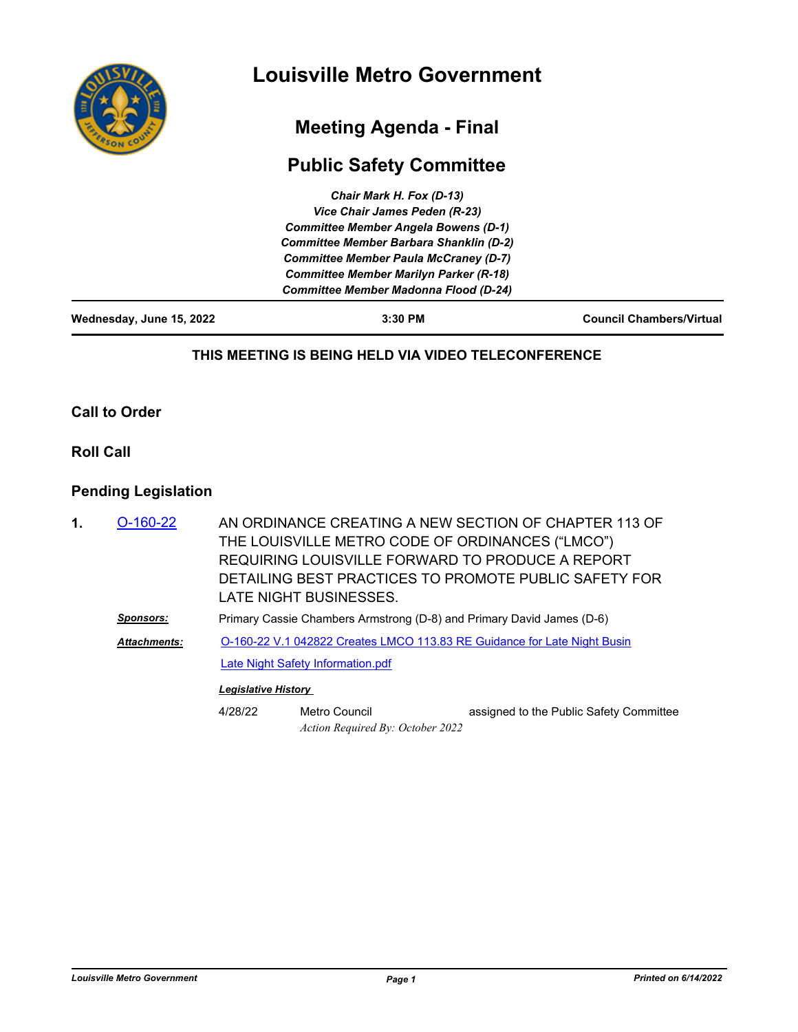# Louisville Metro Government

## Meeting Agenda - Final

## Public Safety Committee

*Chair Mark H. Fox (D-13)*
*Vice Chair James Peden (R-23)*
*Committee Member Angela Bowens (D-1)*
*Committee Member Barbara Shanklin (D-2)*
*Committee Member Paula McCraney (D-7)*
*Committee Member Marilyn Parker (R-18)*
*Committee Member Madonna Flood (D-24)*

**Wednesday, June 15, 2022** | **3:30 PM** | **Council Chambers/Virtual**

**THIS MEETING IS BEING HELD VIA VIDEO TELECONFERENCE**

### Call to Order

### Roll Call

### Pending Legislation

**1.** O-160-22 AN ORDINANCE CREATING A NEW SECTION OF CHAPTER 113 OF THE LOUISVILLE METRO CODE OF ORDINANCES ("LMCO") REQUIRING LOUISVILLE FORWARD TO PRODUCE A REPORT DETAILING BEST PRACTICES TO PROMOTE PUBLIC SAFETY FOR LATE NIGHT BUSINESSES.

***Sponsors:*** Primary Cassie Chambers Armstrong (D-8) and Primary David James (D-6)

***Attachments:*** O-160-22 V.1 042822 Creates LMCO 113.83 RE Guidance for Late Night Busin

Late Night Safety Information.pdf

***Legislative History***

| | | |
|---|---|---|
| 4/28/22 | Metro Council<br>*Action Required By: October 2022* | assigned to the Public Safety Committee |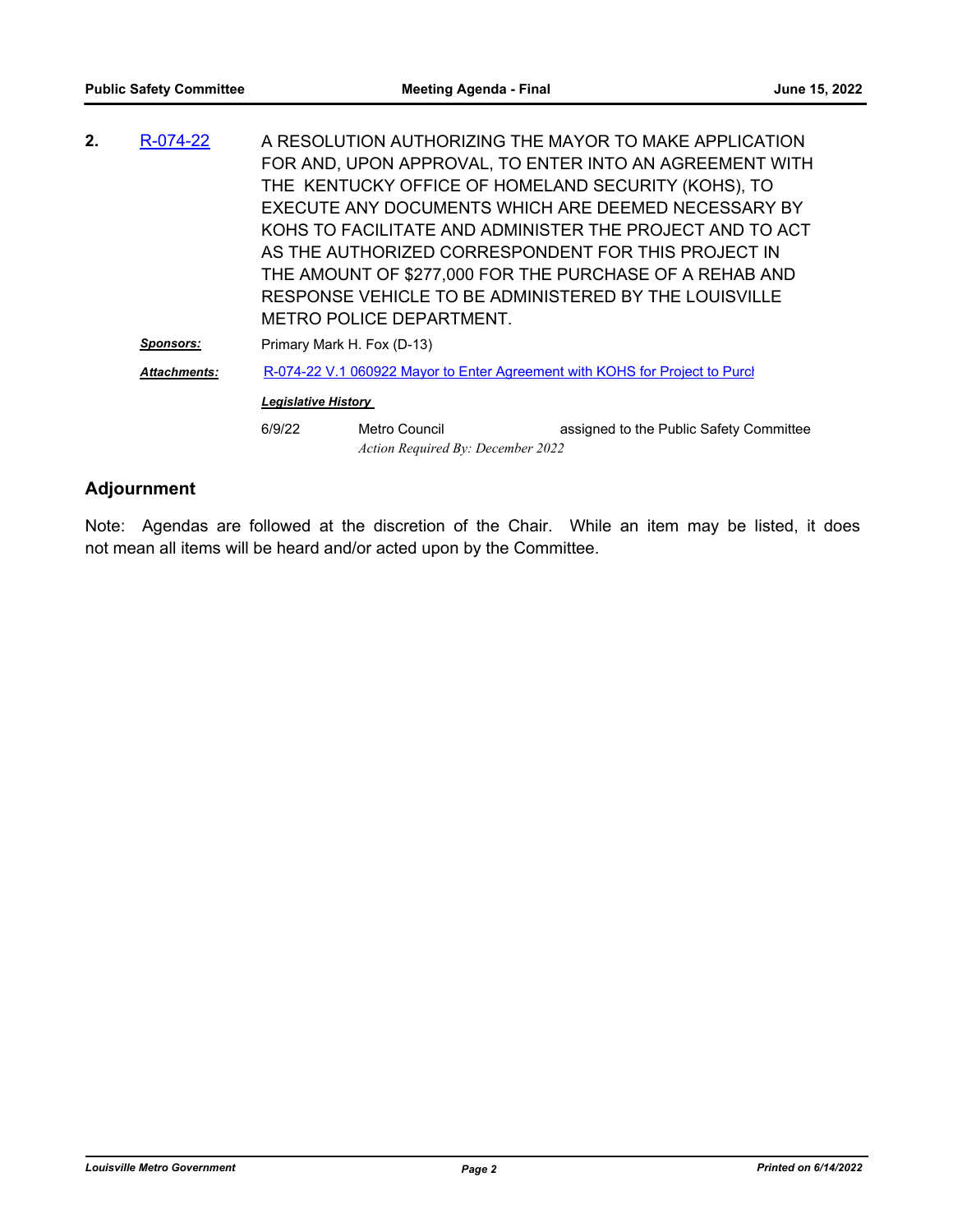**2.** R-074-22 A RESOLUTION AUTHORIZING THE MAYOR TO MAKE APPLICATION FOR AND, UPON APPROVAL, TO ENTER INTO AN AGREEMENT WITH THE KENTUCKY OFFICE OF HOMELAND SECURITY (KOHS), TO EXECUTE ANY DOCUMENTS WHICH ARE DEEMED NECESSARY BY KOHS TO FACILITATE AND ADMINISTER THE PROJECT AND TO ACT AS THE AUTHORIZED CORRESPONDENT FOR THIS PROJECT IN THE AMOUNT OF $277,000 FOR THE PURCHASE OF A REHAB AND RESPONSE VEHICLE TO BE ADMINISTERED BY THE LOUISVILLE METRO POLICE DEPARTMENT.

***Sponsors:*** Primary Mark H. Fox (D-13)

***Attachments:*** R-074-22 V.1 060922 Mayor to Enter Agreement with KOHS for Project to Purcl

***Legislative History***

| | | |
|---|---|---|
| 6/9/22 | Metro Council<br>*Action Required By: December 2022* | assigned to the Public Safety Committee |

## Adjournment

Note: Agendas are followed at the discretion of the Chair. While an item may be listed, it does not mean all items will be heard and/or acted upon by the Committee.